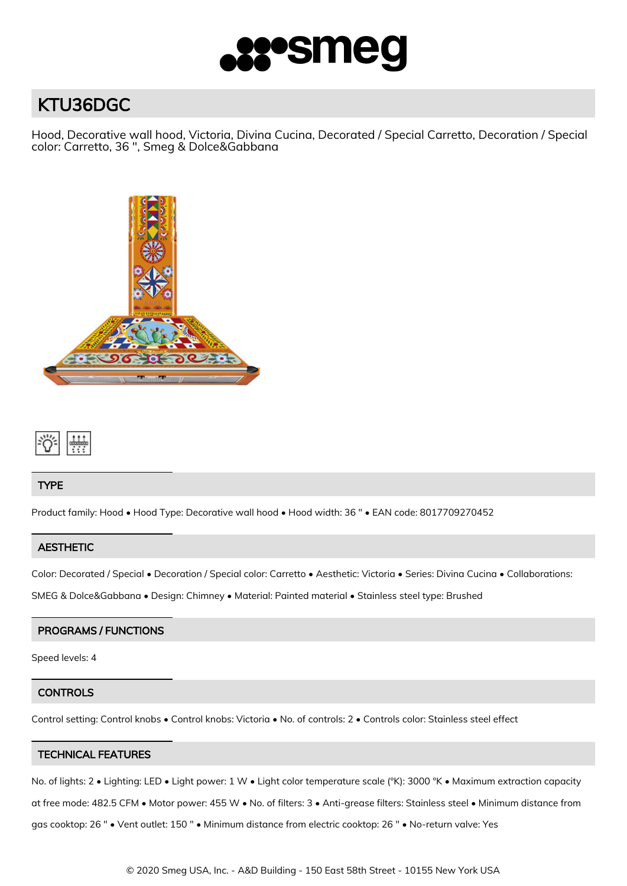# KTU36DGC

Hood, Decorative wall hood, Victoria, Divina Cucina, Decorated / Special Carretto, Decoration / Special color: Carretto, 36 ", Smeg & Dolce&Gabbana

## TYPE

Product family: Hood • Hood Type: Decorative wall hood • Hood width: 36 " • EAN code: 8017709270452

## AESTHETIC

Color: Decorated / Special • Decoration / Special color: Carretto • Aesthetic: Victoria • Series: Divina Cucina • Collaborations: SMEG & Dolce&Gabbana • Design: Chimney • Material: Painted material • Stainless steel type: Brushed

## PROGRAMS / FUNCTIONS

Speed levels: 4

## CONTROLS

Control setting: Control knobs • Control knobs: Victoria • No. of controls: 2 • Controls color: Stainless steel effect

## TECHNICAL FEATURES

No. of lights: 2 • Lighting: LED • Light power: 1 W • Light color temperature scale (°K): 3000 °K • Maximum extraction capacity at free mode: 482.5 CFM • Motor power: 455 W • No. of filters: 3 • Anti-grease filters: Stainless steel • Minimum distance from gas cooktop: 26 " • Vent outlet: 150 " • Minimum distance from electric cooktop: 26 " • No-return valve: Yes

© 2020 Smeg USA, Inc. - A&D Building - 150 East 58th Street - 10155 New York USA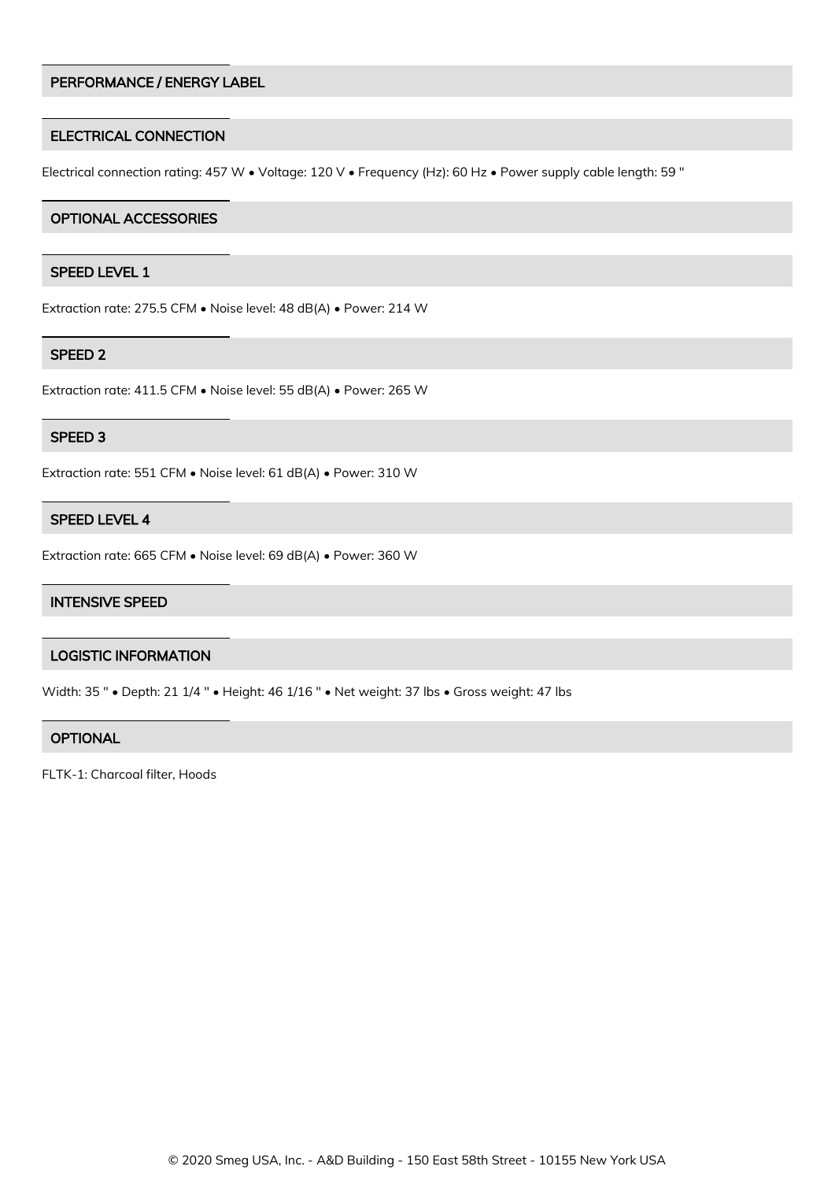## PERFORMANCE / ENERGY LABEL

## ELECTRICAL CONNECTION

Electrical connection rating: 457 W • Voltage: 120 V • Frequency (Hz): 60 Hz • Power supply cable length: 59 "

## OPTIONAL ACCESSORIES

## SPEED LEVEL 1

Extraction rate: 275.5 CFM • Noise level: 48 dB(A) • Power: 214 W

## SPEED 2

Extraction rate: 411.5 CFM • Noise level: 55 dB(A) • Power: 265 W

## SPEED 3

Extraction rate: 551 CFM • Noise level: 61 dB(A) • Power: 310 W

## SPEED LEVEL 4

Extraction rate: 665 CFM • Noise level: 69 dB(A) • Power: 360 W

## INTENSIVE SPEED

## LOGISTIC INFORMATION

Width: 35 " • Depth: 21 1/4 " • Height: 46 1/16 " • Net weight: 37 lbs • Gross weight: 47 lbs

## OPTIONAL

FLTK-1: Charcoal filter, Hoods

© 2020 Smeg USA, Inc. - A&D Building - 150 East 58th Street - 10155 New York USA